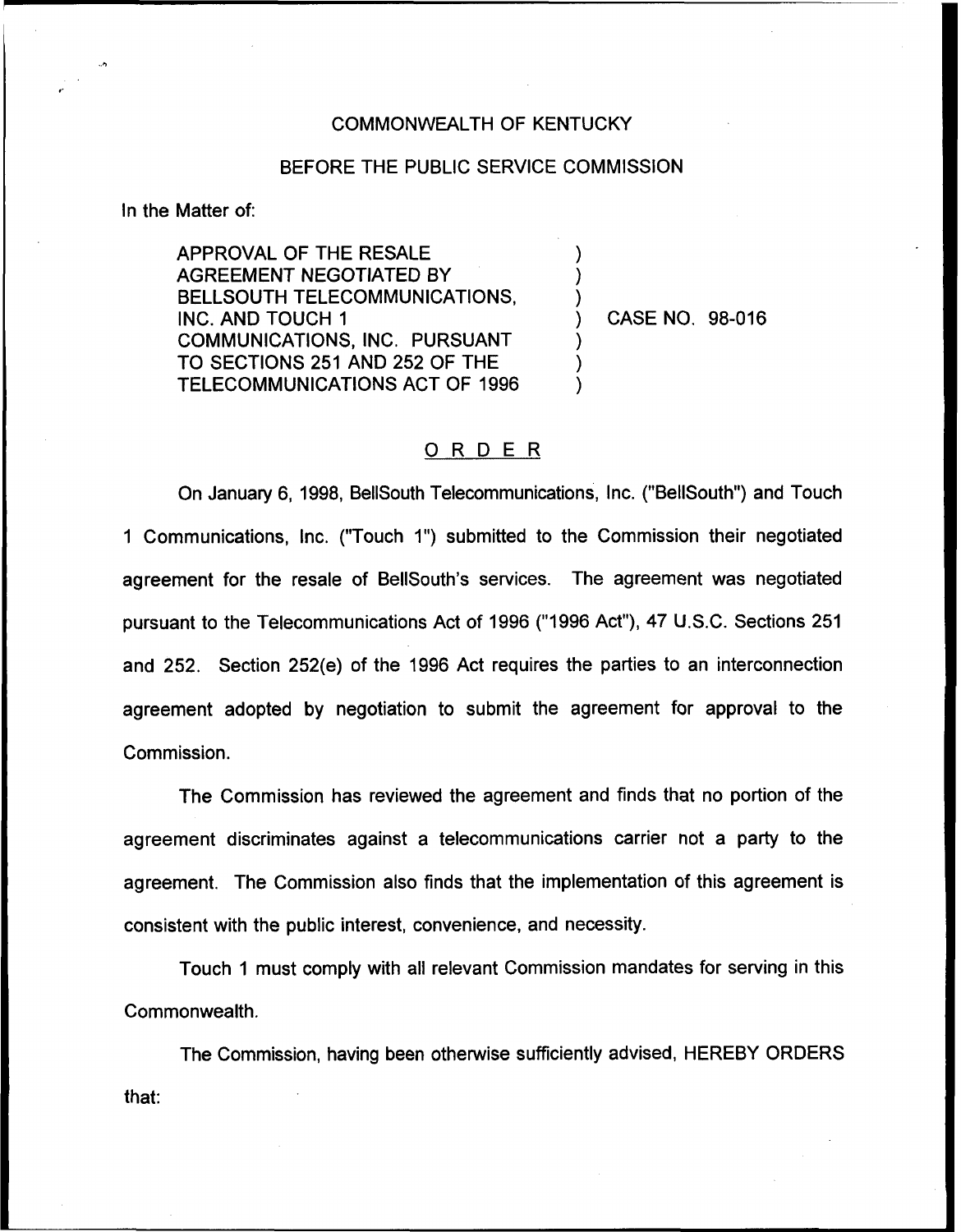COMMONWEALTH OF KENTUCKY

BEFORE THE PUBLIC SERVICE COMMISSION

In the Matter of:

| | | |
|---|---|---|
| APPROVAL OF THE RESALE AGREEMENT NEGOTIATED BY BELLSOUTH TELECOMMUNICATIONS, INC. AND TOUCH 1 COMMUNICATIONS, INC. PURSUANT TO SECTIONS 251 AND 252 OF THE TELECOMMUNICATIONS ACT OF 1996 | ) | CASE NO. 98-016 |

# ORDER

On January 6, 1998, BellSouth Telecommunications, Inc. ("BellSouth") and Touch 1 Communications, Inc. ("Touch 1") submitted to the Commission their negotiated agreement for the resale of BellSouth's services. The agreement was negotiated pursuant to the Telecommunications Act of 1996 ("1996 Act"), 47 U.S.C. Sections 251 and 252. Section 252(e) of the 1996 Act requires the parties to an interconnection agreement adopted by negotiation to submit the agreement for approval to the Commission.

The Commission has reviewed the agreement and finds that no portion of the agreement discriminates against a telecommunications carrier not a party to the agreement. The Commission also finds that the implementation of this agreement is consistent with the public interest, convenience, and necessity.

Touch 1 must comply with all relevant Commission mandates for serving in this Commonwealth.

The Commission, having been otherwise sufficiently advised, HEREBY ORDERS that: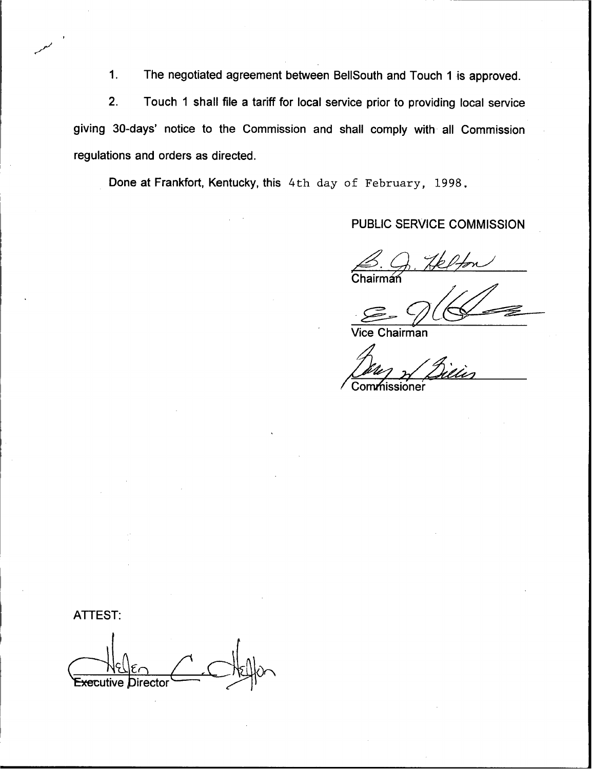1. The negotiated agreement between BellSouth and Touch 1 is approved.

2. Touch 1 shall file a tariff for local service prior to providing local service giving 30-days' notice to the Commission and shall comply with all Commission regulations and orders as directed.

Done at Frankfort, Kentucky, this 4th day of February, 1998.

PUBLIC SERVICE COMMISSION

Chairman

Vice Chairman

Commissioner

ATTEST:

Executive Director